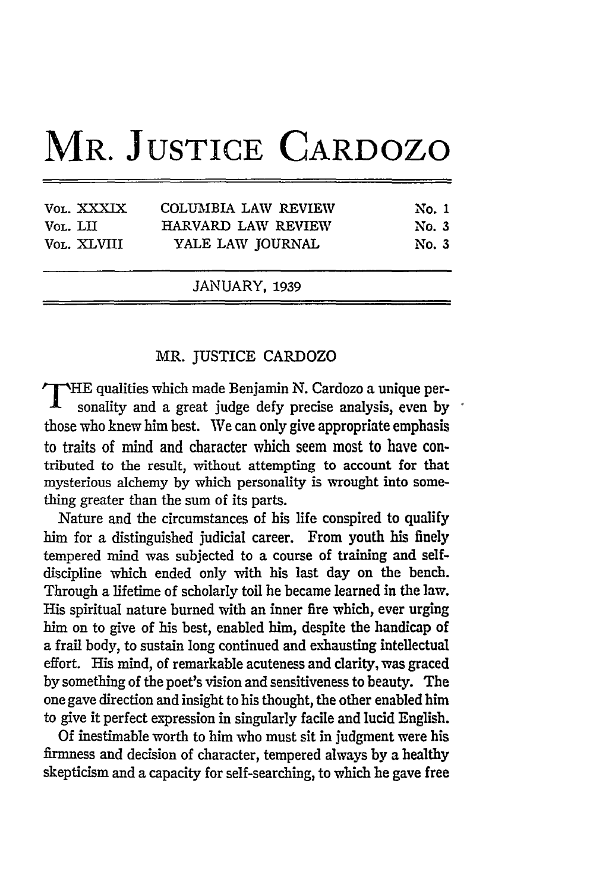# MR. JUSTICE CARDOZO

| VOL. XXXIX | COLUMBIA LAW REVIEW | No. 1 |
|---|---|---|
| VOL. LII | HARVARD LAW REVIEW | No. 3 |
| VOL. XLVIII | YALE LAW JOURNAL | No. 3 |

JANUARY, 1939

## MR. JUSTICE CARDOZO

THE qualities which made Benjamin N. Cardozo a unique personality and a great judge defy precise analysis, even by those who knew him best. We can only give appropriate emphasis to traits of mind and character which seem most to have contributed to the result, without attempting to account for that mysterious alchemy by which personality is wrought into something greater than the sum of its parts.

Nature and the circumstances of his life conspired to qualify him for a distinguished judicial career. From youth his finely tempered mind was subjected to a course of training and self-discipline which ended only with his last day on the bench. Through a lifetime of scholarly toil he became learned in the law. His spiritual nature burned with an inner fire which, ever urging him on to give of his best, enabled him, despite the handicap of a frail body, to sustain long continued and exhausting intellectual effort. His mind, of remarkable acuteness and clarity, was graced by something of the poet's vision and sensitiveness to beauty. The one gave direction and insight to his thought, the other enabled him to give it perfect expression in singularly facile and lucid English.

Of inestimable worth to him who must sit in judgment were his firmness and decision of character, tempered always by a healthy skepticism and a capacity for self-searching, to which he gave free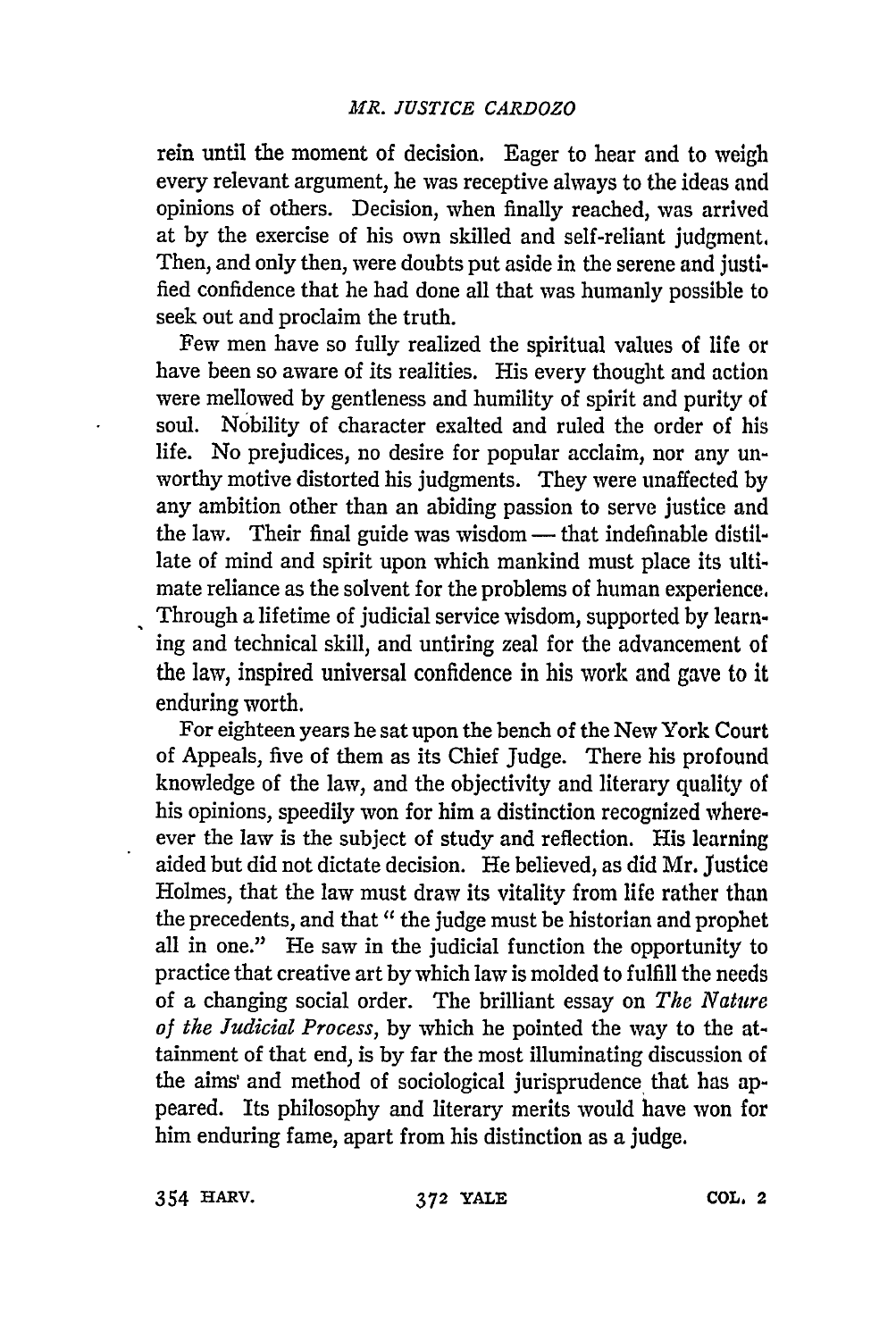rein until the moment of decision. Eager to hear and to weigh every relevant argument, he was receptive always to the ideas and opinions of others. Decision, when finally reached, was arrived at by the exercise of his own skilled and self-reliant judgment. Then, and only then, were doubts put aside in the serene and justified confidence that he had done all that was humanly possible to seek out and proclaim the truth.

Few men have so fully realized the spiritual values of life or have been so aware of its realities. His every thought and action were mellowed by gentleness and humility of spirit and purity of soul. Nobility of character exalted and ruled the order of his life. No prejudices, no desire for popular acclaim, nor any unworthy motive distorted his judgments. They were unaffected by any ambition other than an abiding passion to serve justice and the law. Their final guide was wisdom — that indefinable distillate of mind and spirit upon which mankind must place its ultimate reliance as the solvent for the problems of human experience. Through a lifetime of judicial service wisdom, supported by learning and technical skill, and untiring zeal for the advancement of the law, inspired universal confidence in his work and gave to it enduring worth.

For eighteen years he sat upon the bench of the New York Court of Appeals, five of them as its Chief Judge. There his profound knowledge of the law, and the objectivity and literary quality of his opinions, speedily won for him a distinction recognized whereever the law is the subject of study and reflection. His learning aided but did not dictate decision. He believed, as did Mr. Justice Holmes, that the law must draw its vitality from life rather than the precedents, and that "the judge must be historian and prophet all in one." He saw in the judicial function the opportunity to practice that creative art by which law is molded to fulfill the needs of a changing social order. The brilliant essay on *The Nature of the Judicial Process*, by which he pointed the way to the attainment of that end, is by far the most illuminating discussion of the aims and method of sociological jurisprudence that has appeared. Its philosophy and literary merits would have won for him enduring fame, apart from his distinction as a judge.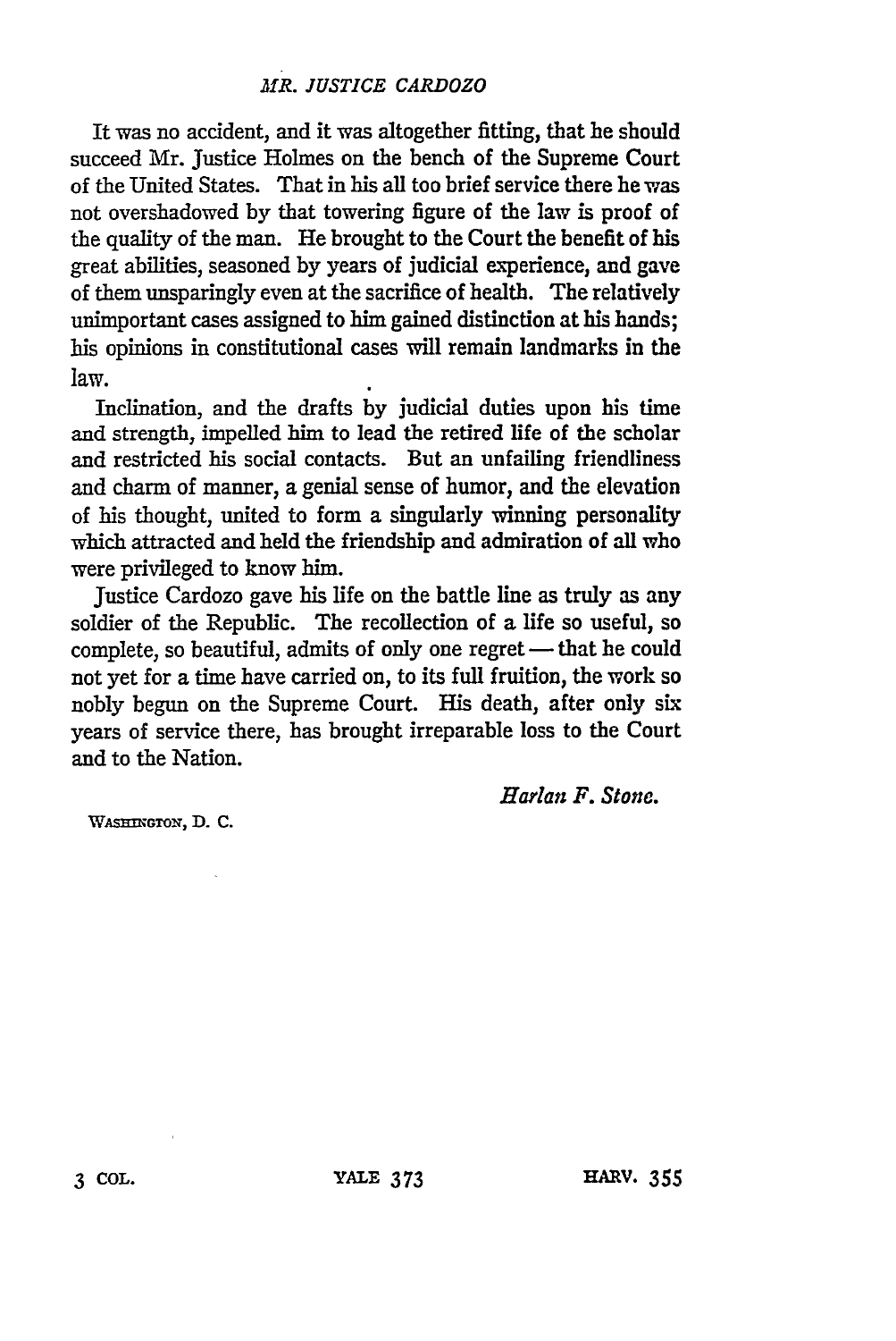It was no accident, and it was altogether fitting, that he should succeed Mr. Justice Holmes on the bench of the Supreme Court of the United States. That in his all too brief service there he was not overshadowed by that towering figure of the law is proof of the quality of the man. He brought to the Court the benefit of his great abilities, seasoned by years of judicial experience, and gave of them unsparingly even at the sacrifice of health. The relatively unimportant cases assigned to him gained distinction at his hands; his opinions in constitutional cases will remain landmarks in the law.

Inclination, and the drafts by judicial duties upon his time and strength, impelled him to lead the retired life of the scholar and restricted his social contacts. But an unfailing friendliness and charm of manner, a genial sense of humor, and the elevation of his thought, united to form a singularly winning personality which attracted and held the friendship and admiration of all who were privileged to know him.

Justice Cardozo gave his life on the battle line as truly as any soldier of the Republic. The recollection of a life so useful, so complete, so beautiful, admits of only one regret — that he could not yet for a time have carried on, to its full fruition, the work so nobly begun on the Supreme Court. His death, after only six years of service there, has brought irreparable loss to the Court and to the Nation.

*Harlan F. Stone.*

WASHINGTON, D. C.